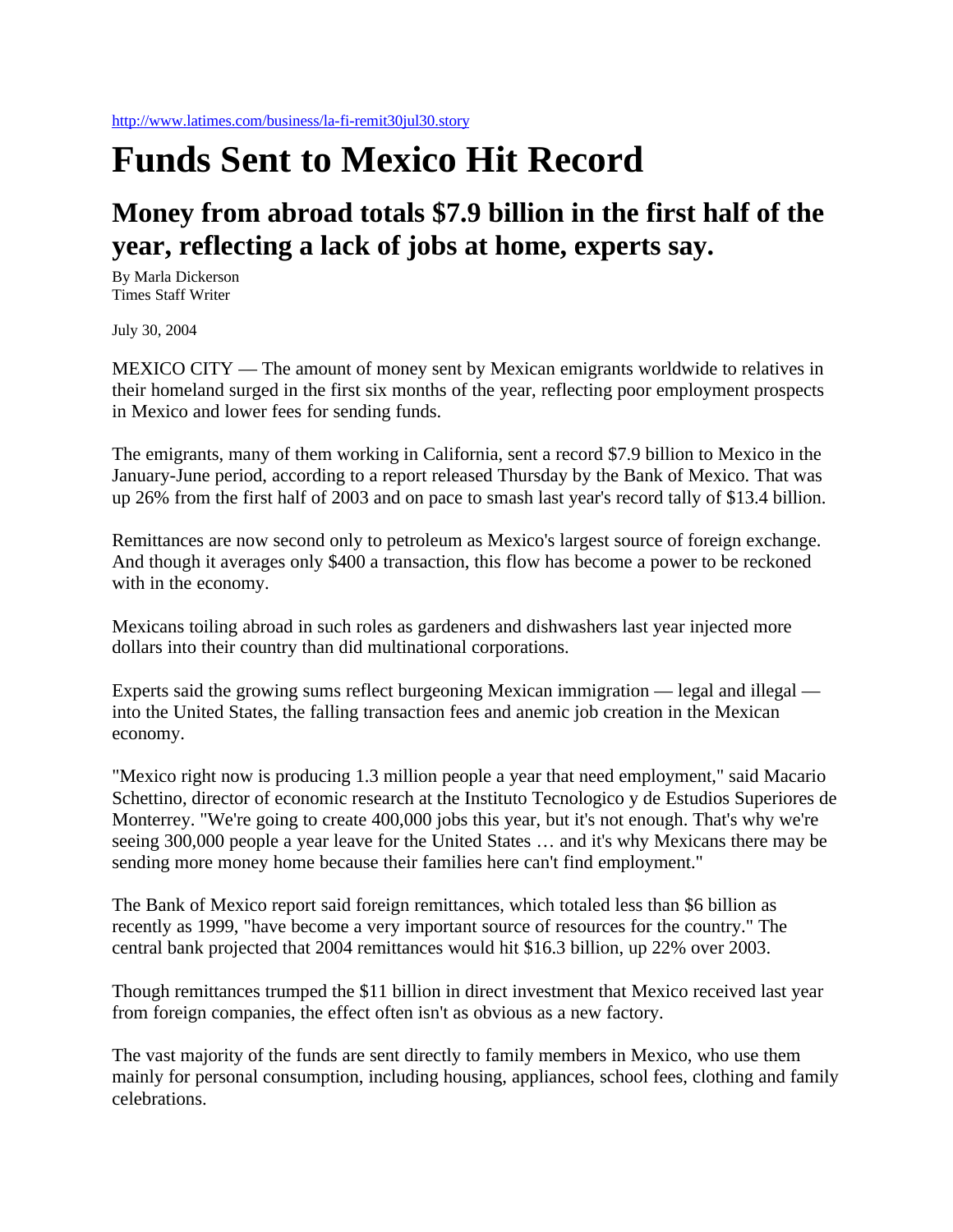http://www.latimes.com/business/la-fi-remit30jul30.story

# Funds Sent to Mexico Hit Record

## Money from abroad totals $7.9 billion in the first half of the year, reflecting a lack of jobs at home, experts say.

By Marla Dickerson
Times Staff Writer

July 30, 2004

MEXICO CITY — The amount of money sent by Mexican emigrants worldwide to relatives in their homeland surged in the first six months of the year, reflecting poor employment prospects in Mexico and lower fees for sending funds.

The emigrants, many of them working in California, sent a record $7.9 billion to Mexico in the January-June period, according to a report released Thursday by the Bank of Mexico. That was up 26% from the first half of 2003 and on pace to smash last year's record tally of $13.4 billion.

Remittances are now second only to petroleum as Mexico's largest source of foreign exchange. And though it averages only $400 a transaction, this flow has become a power to be reckoned with in the economy.

Mexicans toiling abroad in such roles as gardeners and dishwashers last year injected more dollars into their country than did multinational corporations.

Experts said the growing sums reflect burgeoning Mexican immigration — legal and illegal — into the United States, the falling transaction fees and anemic job creation in the Mexican economy.

"Mexico right now is producing 1.3 million people a year that need employment," said Macario Schettino, director of economic research at the Instituto Tecnologico y de Estudios Superiores de Monterrey. "We're going to create 400,000 jobs this year, but it's not enough. That's why we're seeing 300,000 people a year leave for the United States … and it's why Mexicans there may be sending more money home because their families here can't find employment."

The Bank of Mexico report said foreign remittances, which totaled less than $6 billion as recently as 1999, "have become a very important source of resources for the country." The central bank projected that 2004 remittances would hit $16.3 billion, up 22% over 2003.

Though remittances trumped the $11 billion in direct investment that Mexico received last year from foreign companies, the effect often isn't as obvious as a new factory.

The vast majority of the funds are sent directly to family members in Mexico, who use them mainly for personal consumption, including housing, appliances, school fees, clothing and family celebrations.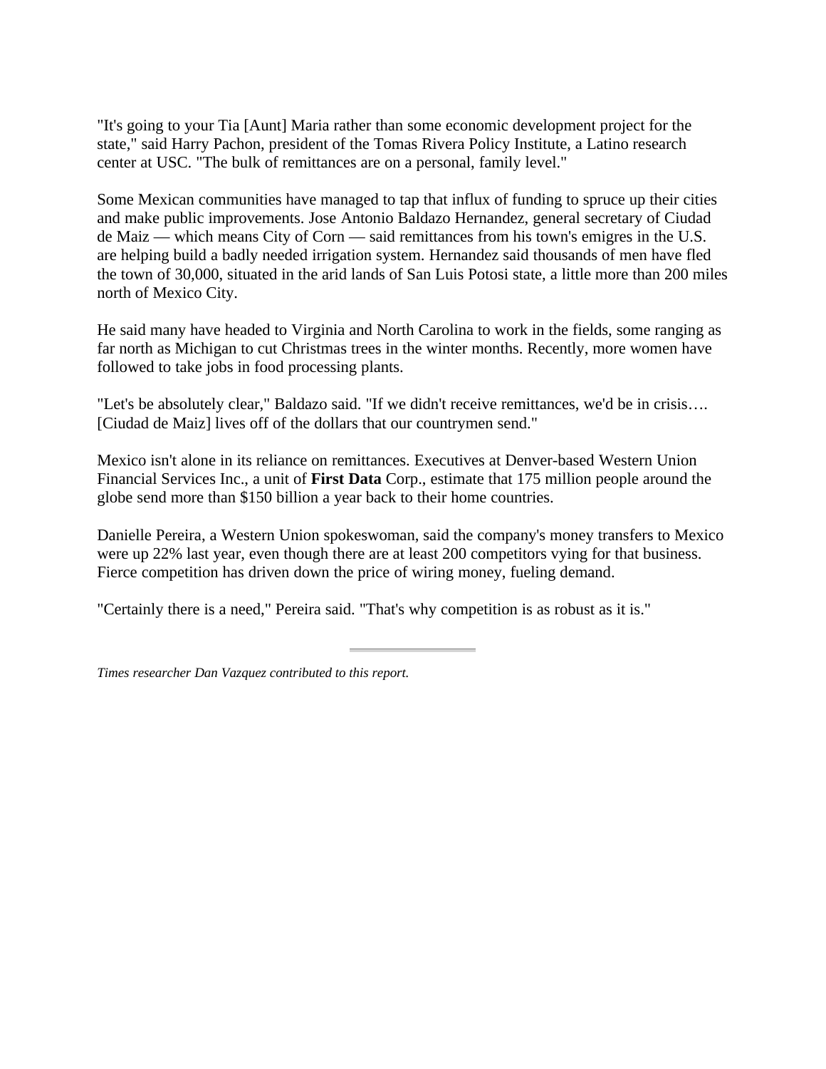"It's going to your Tia [Aunt] Maria rather than some economic development project for the state," said Harry Pachon, president of the Tomas Rivera Policy Institute, a Latino research center at USC. "The bulk of remittances are on a personal, family level."

Some Mexican communities have managed to tap that influx of funding to spruce up their cities and make public improvements. Jose Antonio Baldazo Hernandez, general secretary of Ciudad de Maiz — which means City of Corn — said remittances from his town's emigres in the U.S. are helping build a badly needed irrigation system. Hernandez said thousands of men have fled the town of 30,000, situated in the arid lands of San Luis Potosi state, a little more than 200 miles north of Mexico City.

He said many have headed to Virginia and North Carolina to work in the fields, some ranging as far north as Michigan to cut Christmas trees in the winter months. Recently, more women have followed to take jobs in food processing plants.

"Let's be absolutely clear," Baldazo said. "If we didn't receive remittances, we'd be in crisis…. [Ciudad de Maiz] lives off of the dollars that our countrymen send."

Mexico isn't alone in its reliance on remittances. Executives at Denver-based Western Union Financial Services Inc., a unit of **First Data** Corp., estimate that 175 million people around the globe send more than $150 billion a year back to their home countries.

Danielle Pereira, a Western Union spokeswoman, said the company's money transfers to Mexico were up 22% last year, even though there are at least 200 competitors vying for that business. Fierce competition has driven down the price of wiring money, fueling demand.

"Certainly there is a need," Pereira said. "That's why competition is as robust as it is."

---

*Times researcher Dan Vazquez contributed to this report.*